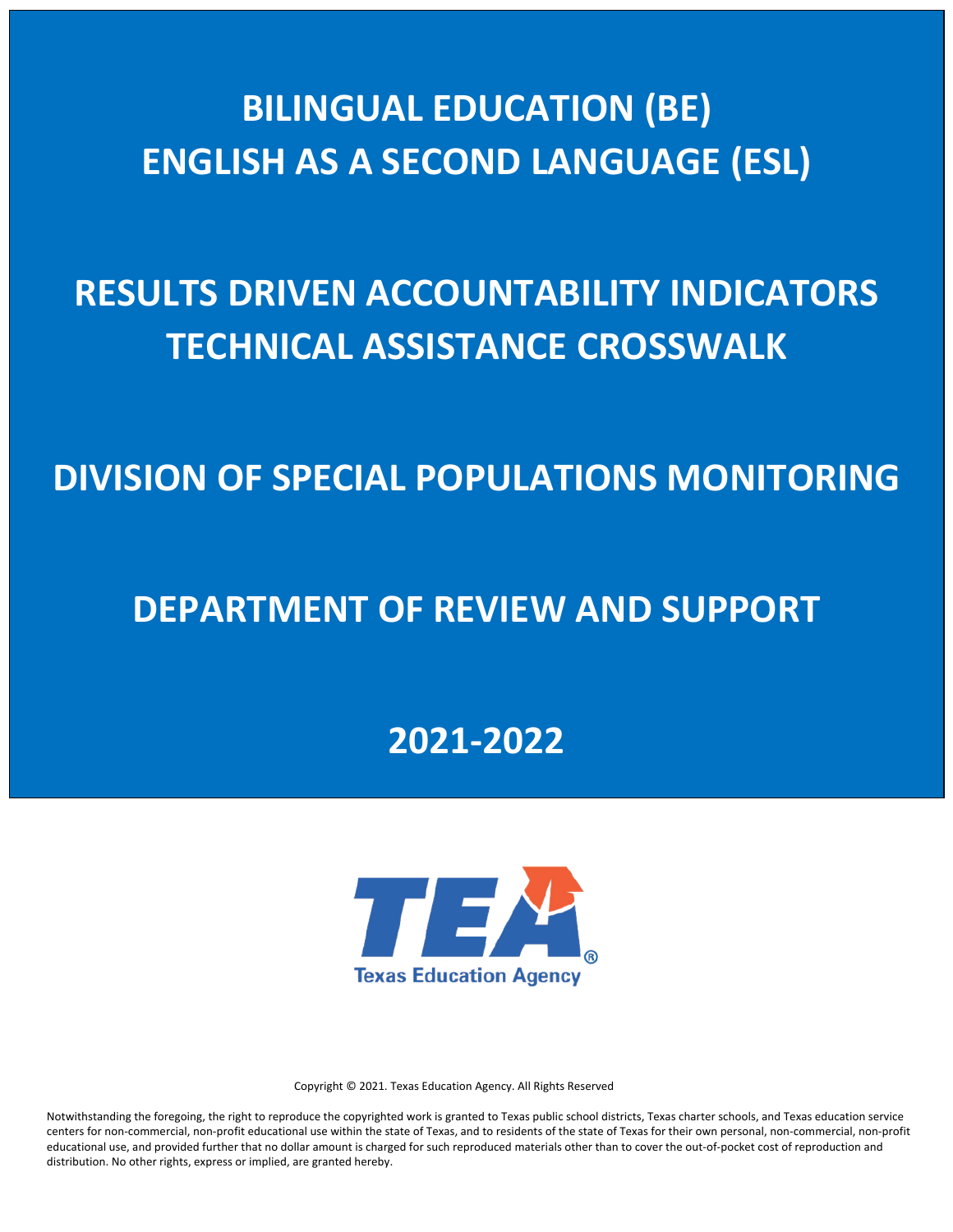# BILINGUAL EDUCATION (BE)
# ENGLISH AS A SECOND LANGUAGE (ESL)

# RESULTS DRIVEN ACCOUNTABILITY INDICATORS
# TECHNICAL ASSISTANCE CROSSWALK

# DIVISION OF SPECIAL POPULATIONS MONITORING

# DEPARTMENT OF REVIEW AND SUPPORT

# 2021-2022

TEA
Texas Education Agency

Copyright © 2021. Texas Education Agency. All Rights Reserved

Notwithstanding the foregoing, the right to reproduce the copyrighted work is granted to Texas public school districts, Texas charter schools, and Texas education service centers for non-commercial, non-profit educational use within the state of Texas, and to residents of the state of Texas for their own personal, non-commercial, non-profit educational use, and provided further that no dollar amount is charged for such reproduced materials other than to cover the out-of-pocket cost of reproduction and distribution. No other rights, express or implied, are granted hereby.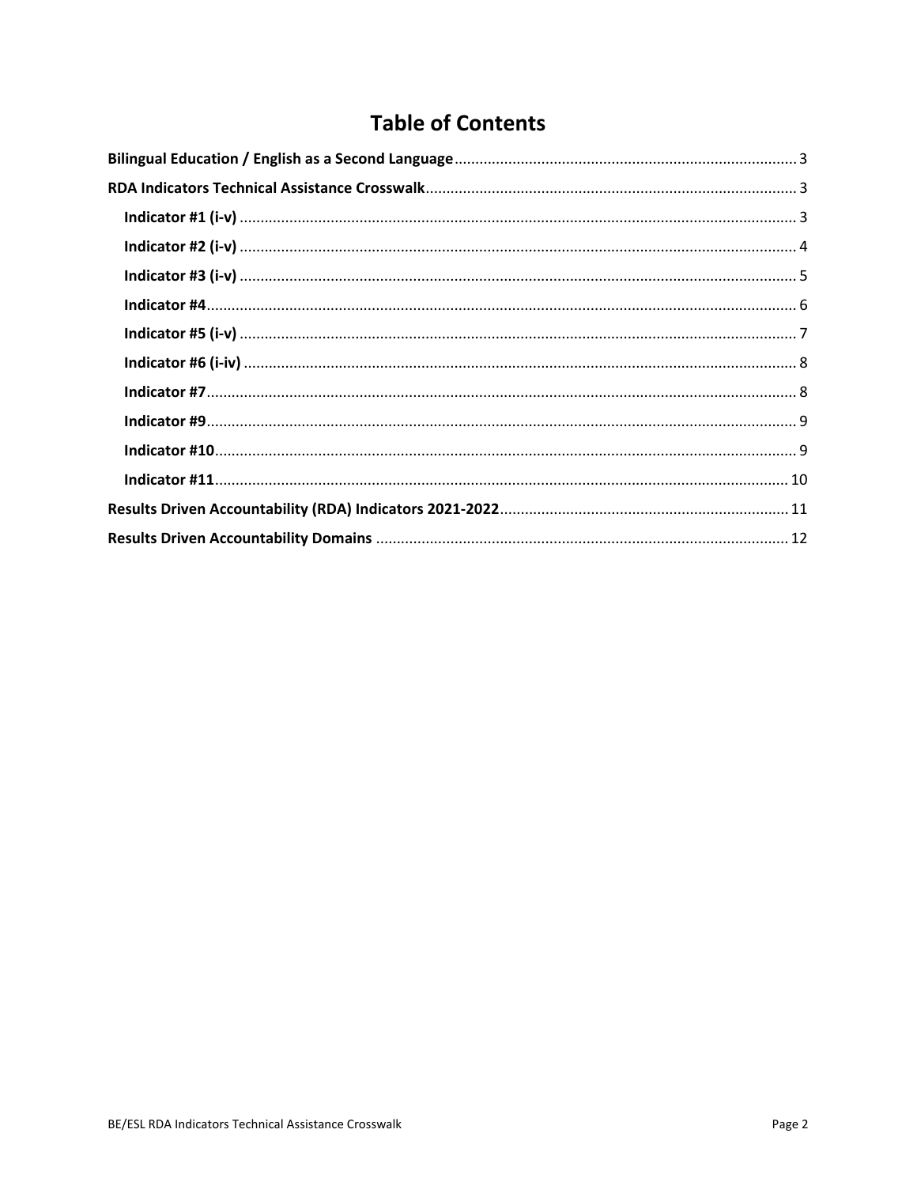# Table of Contents

**Bilingual Education / English as a Second Language** .......... 3

**RDA Indicators Technical Assistance Crosswalk** .......... 3

- **Indicator #1 (i-v)** .......... 3
- **Indicator #2 (i-v)** .......... 4
- **Indicator #3 (i-v)** .......... 5
- **Indicator #4** .......... 6
- **Indicator #5 (i-v)** .......... 7
- **Indicator #6 (i-iv)** .......... 8
- **Indicator #7** .......... 8
- **Indicator #9** .......... 9
- **Indicator #10** .......... 9
- **Indicator #11** .......... 10

**Results Driven Accountability (RDA) Indicators 2021-2022** .......... 11

**Results Driven Accountability Domains** .......... 12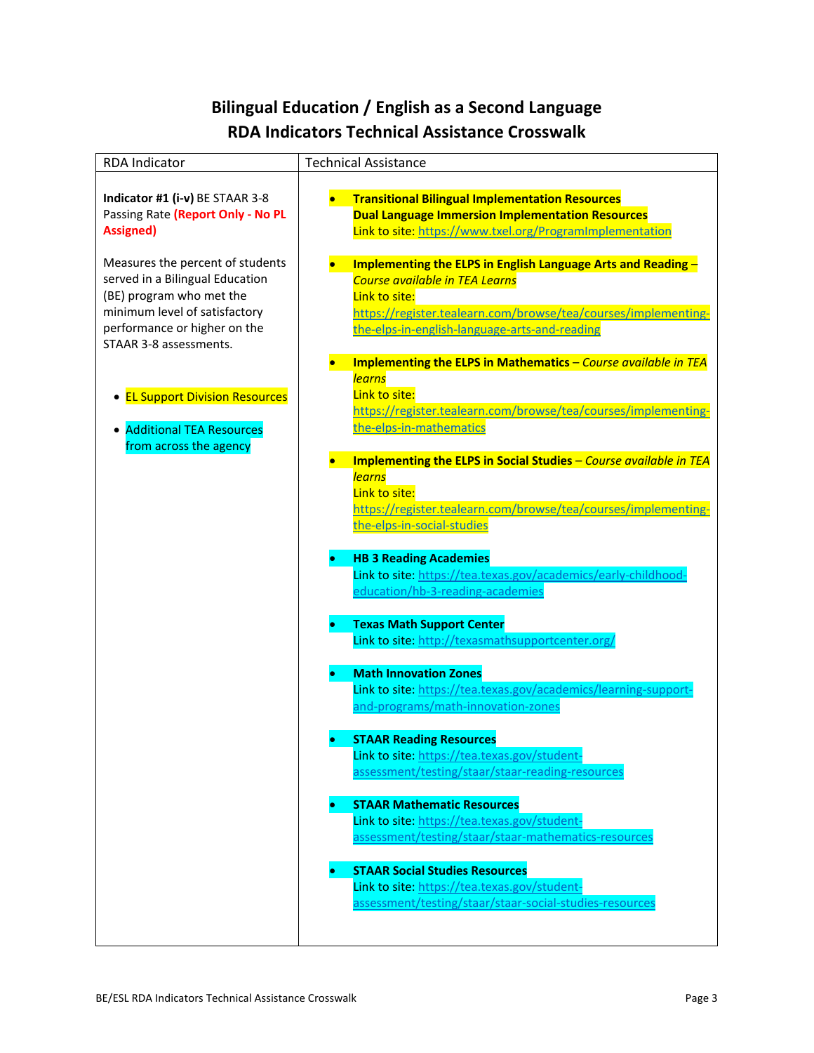# Bilingual Education / English as a Second Language
# RDA Indicators Technical Assistance Crosswalk

| RDA Indicator | Technical Assistance |
|---|---|
| **Indicator #1 (i-v)** BE STAAR 3-8 Passing Rate **(Report Only - No PL Assigned)**<br><br>Measures the percent of students served in a Bilingual Education (BE) program who met the minimum level of satisfactory performance or higher on the STAAR 3-8 assessments.<br><br>• EL Support Division Resources<br><br>• Additional TEA Resources from across the agency | • **Transitional Bilingual Implementation Resources**<br>**Dual Language Immersion Implementation Resources**<br>Link to site: https://www.txel.org/ProgramImplementation<br><br>• **Implementing the ELPS in English Language Arts and Reading** – *Course available in TEA Learns*<br>Link to site: https://register.tealearn.com/browse/tea/courses/implementing-the-elps-in-english-language-arts-and-reading<br><br>• **Implementing the ELPS in Mathematics** – *Course available in TEA learns*<br>Link to site: https://register.tealearn.com/browse/tea/courses/implementing-the-elps-in-mathematics<br><br>• **Implementing the ELPS in Social Studies** – *Course available in TEA learns*<br>Link to site: https://register.tealearn.com/browse/tea/courses/implementing-the-elps-in-social-studies<br><br>• **HB 3 Reading Academies**<br>Link to site: https://tea.texas.gov/academics/early-childhood-education/hb-3-reading-academies<br><br>• **Texas Math Support Center**<br>Link to site: http://texasmathsupportcenter.org/<br><br>• **Math Innovation Zones**<br>Link to site: https://tea.texas.gov/academics/learning-support-and-programs/math-innovation-zones<br><br>• **STAAR Reading Resources**<br>Link to site: https://tea.texas.gov/student-assessment/testing/staar/staar-reading-resources<br><br>• **STAAR Mathematic Resources**<br>Link to site: https://tea.texas.gov/student-assessment/testing/staar/staar-mathematics-resources<br><br>• **STAAR Social Studies Resources**<br>Link to site: https://tea.texas.gov/student-assessment/testing/staar/staar-social-studies-resources |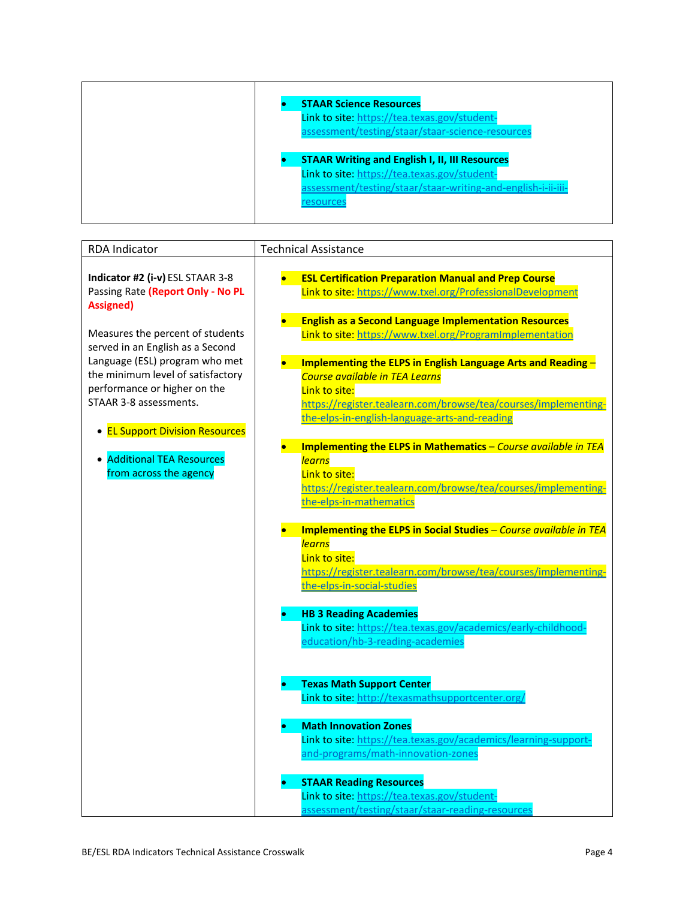| | |
|---|---|
| | • **STAAR Science Resources**<br>Link to site: https://tea.texas.gov/student-assessment/testing/staar/staar-science-resources<br><br>• **STAAR Writing and English I, II, III Resources**<br>Link to site: https://tea.texas.gov/student-assessment/testing/staar/staar-writing-and-english-i-ii-iii-resources |

| RDA Indicator | Technical Assistance |
|---|---|
| **Indicator #2 (i-v)** ESL STAAR 3-8 Passing Rate **(Report Only - No PL Assigned)**<br><br>Measures the percent of students served in an English as a Second Language (ESL) program who met the minimum level of satisfactory performance or higher on the STAAR 3-8 assessments.<br><br>• EL Support Division Resources<br><br>• Additional TEA Resources from across the agency | • **ESL Certification Preparation Manual and Prep Course**<br>Link to site: https://www.txel.org/ProfessionalDevelopment<br><br>• **English as a Second Language Implementation Resources**<br>Link to site: https://www.txel.org/ProgramImplementation<br><br>• **Implementing the ELPS in English Language Arts and Reading** – *Course available in TEA Learns*<br>Link to site: https://register.tealearn.com/browse/tea/courses/implementing-the-elps-in-english-language-arts-and-reading<br><br>• **Implementing the ELPS in Mathematics** – *Course available in TEA learns*<br>Link to site: https://register.tealearn.com/browse/tea/courses/implementing-the-elps-in-mathematics<br><br>• **Implementing the ELPS in Social Studies** – *Course available in TEA learns*<br>Link to site: https://register.tealearn.com/browse/tea/courses/implementing-the-elps-in-social-studies<br><br>• **HB 3 Reading Academies**<br>Link to site: https://tea.texas.gov/academics/early-childhood-education/hb-3-reading-academies<br><br>• **Texas Math Support Center**<br>Link to site: http://texasmathsupportcenter.org/<br><br>• **Math Innovation Zones**<br>Link to site: https://tea.texas.gov/academics/learning-support-and-programs/math-innovation-zones<br><br>• **STAAR Reading Resources**<br>Link to site: https://tea.texas.gov/student-assessment/testing/staar/staar-reading-resources |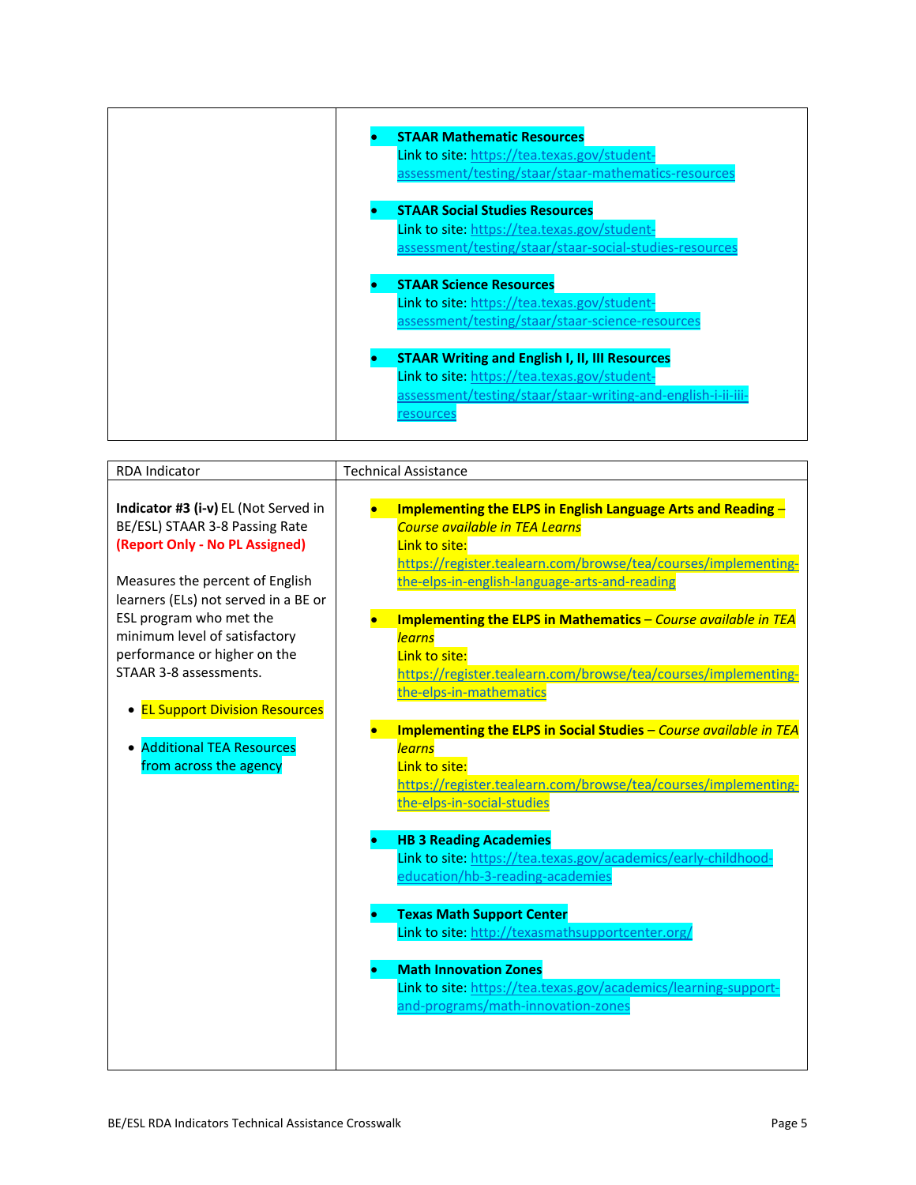| | |
|---|---|
| | • **STAAR Mathematic Resources**<br>Link to site: https://tea.texas.gov/student-assessment/testing/staar/staar-mathematics-resources<br><br>• **STAAR Social Studies Resources**<br>Link to site: https://tea.texas.gov/student-assessment/testing/staar/staar-social-studies-resources<br><br>• **STAAR Science Resources**<br>Link to site: https://tea.texas.gov/student-assessment/testing/staar/staar-science-resources<br><br>• **STAAR Writing and English I, II, III Resources**<br>Link to site: https://tea.texas.gov/student-assessment/testing/staar/staar-writing-and-english-i-ii-iii-resources |

| RDA Indicator | Technical Assistance |
|---|---|
| **Indicator #3 (i-v)** EL (Not Served in BE/ESL) STAAR 3-8 Passing Rate **(Report Only - No PL Assigned)**<br><br>Measures the percent of English learners (ELs) not served in a BE or ESL program who met the minimum level of satisfactory performance or higher on the STAAR 3-8 assessments.<br><br>• EL Support Division Resources<br><br>• Additional TEA Resources from across the agency | • **Implementing the ELPS in English Language Arts and Reading** – *Course available in TEA Learns*<br>Link to site: https://register.tealearn.com/browse/tea/courses/implementing-the-elps-in-english-language-arts-and-reading<br><br>• **Implementing the ELPS in Mathematics** – *Course available in TEA learns*<br>Link to site: https://register.tealearn.com/browse/tea/courses/implementing-the-elps-in-mathematics<br><br>• **Implementing the ELPS in Social Studies** – *Course available in TEA learns*<br>Link to site: https://register.tealearn.com/browse/tea/courses/implementing-the-elps-in-social-studies<br><br>• **HB 3 Reading Academies**<br>Link to site: https://tea.texas.gov/academics/early-childhood-education/hb-3-reading-academies<br><br>• **Texas Math Support Center**<br>Link to site: http://texasmathsupportcenter.org/<br><br>• **Math Innovation Zones**<br>Link to site: https://tea.texas.gov/academics/learning-support-and-programs/math-innovation-zones |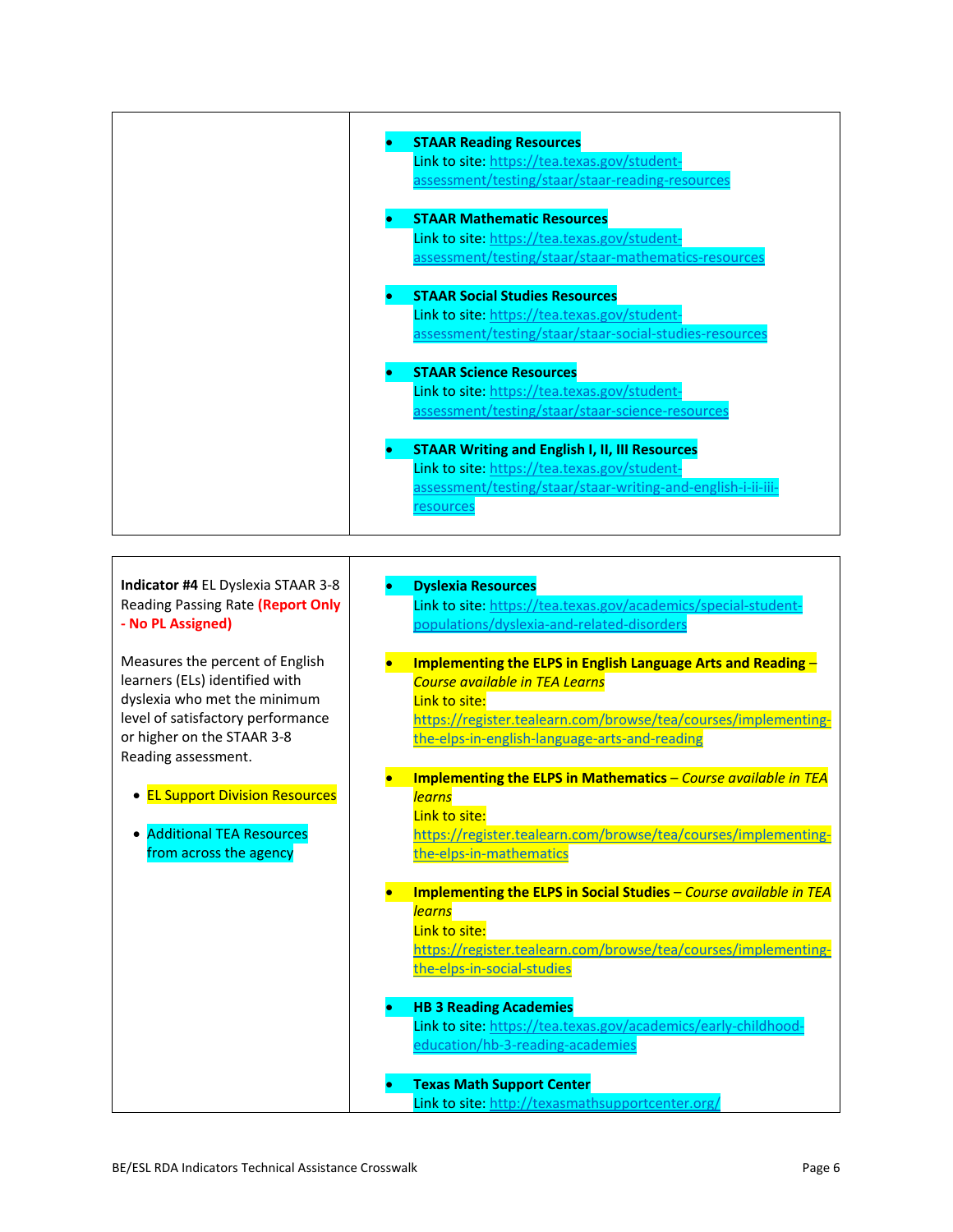| | |
|---|---|
| | • **STAAR Reading Resources**<br>Link to site: https://tea.texas.gov/student-assessment/testing/staar/staar-reading-resources<br><br>• **STAAR Mathematic Resources**<br>Link to site: https://tea.texas.gov/student-assessment/testing/staar/staar-mathematics-resources<br><br>• **STAAR Social Studies Resources**<br>Link to site: https://tea.texas.gov/student-assessment/testing/staar/staar-social-studies-resources<br><br>• **STAAR Science Resources**<br>Link to site: https://tea.texas.gov/student-assessment/testing/staar/staar-science-resources<br><br>• **STAAR Writing and English I, II, III Resources**<br>Link to site: https://tea.texas.gov/student-assessment/testing/staar/staar-writing-and-english-i-ii-iii-resources |

| | |
|---|---|
| **Indicator #4** EL Dyslexia STAAR 3-8 Reading Passing Rate **(Report Only - No PL Assigned)**<br><br>Measures the percent of English learners (ELs) identified with dyslexia who met the minimum level of satisfactory performance or higher on the STAAR 3-8 Reading assessment.<br><br>• EL Support Division Resources<br><br>• Additional TEA Resources from across the agency | • **Dyslexia Resources**<br>Link to site: https://tea.texas.gov/academics/special-student-populations/dyslexia-and-related-disorders<br><br>• **Implementing the ELPS in English Language Arts and Reading** – *Course available in TEA Learns*<br>Link to site: https://register.tealearn.com/browse/tea/courses/implementing-the-elps-in-english-language-arts-and-reading<br><br>• **Implementing the ELPS in Mathematics** – *Course available in TEA learns*<br>Link to site: https://register.tealearn.com/browse/tea/courses/implementing-the-elps-in-mathematics<br><br>• **Implementing the ELPS in Social Studies** – *Course available in TEA learns*<br>Link to site: https://register.tealearn.com/browse/tea/courses/implementing-the-elps-in-social-studies<br><br>• **HB 3 Reading Academies**<br>Link to site: https://tea.texas.gov/academics/early-childhood-education/hb-3-reading-academies<br><br>• **Texas Math Support Center**<br>Link to site: http://texasmathsupportcenter.org/ |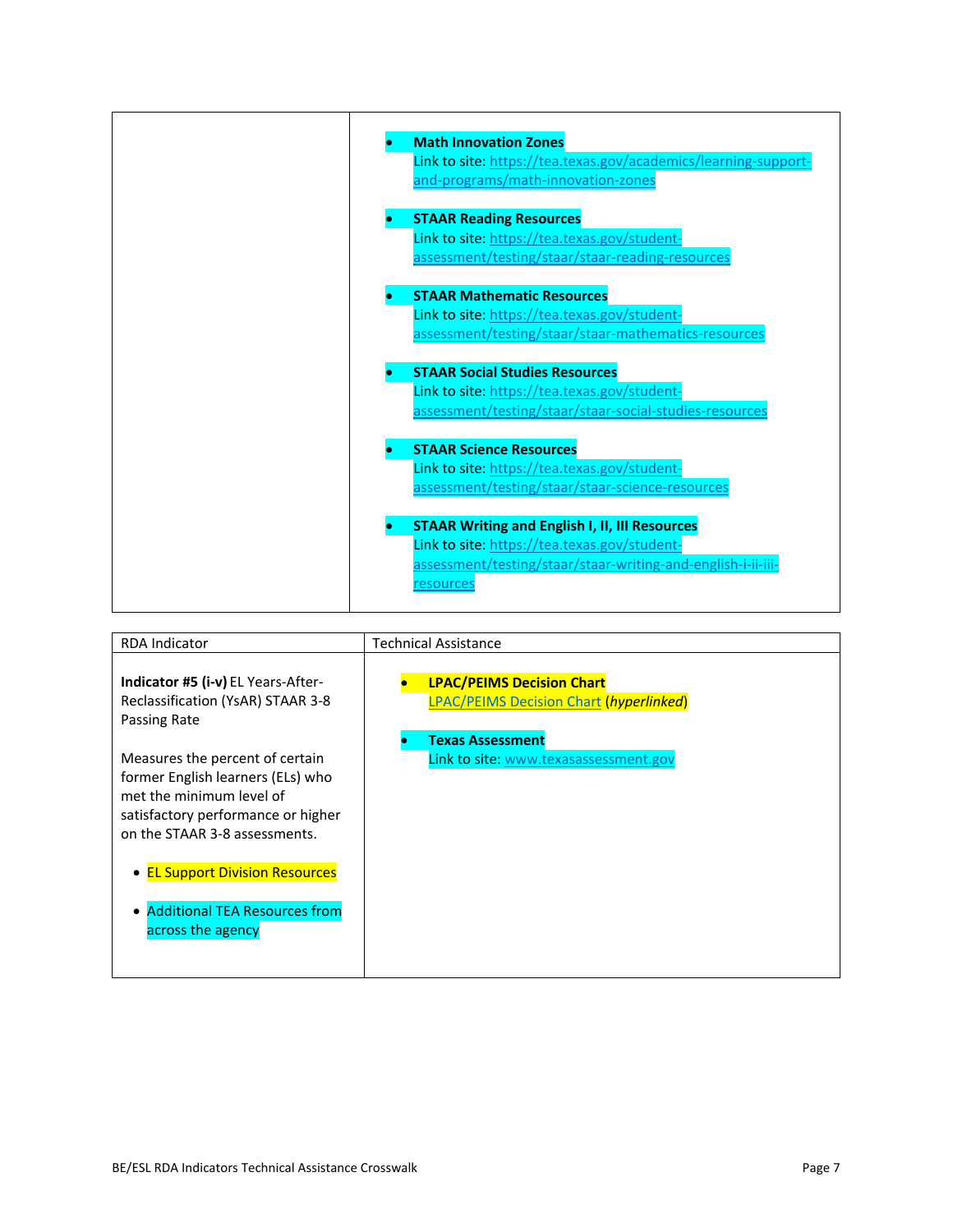| | |
|---|---|
| | • **Math Innovation Zones**<br>Link to site: https://tea.texas.gov/academics/learning-support-and-programs/math-innovation-zones<br><br>• **STAAR Reading Resources**<br>Link to site: https://tea.texas.gov/student-assessment/testing/staar/staar-reading-resources<br><br>• **STAAR Mathematic Resources**<br>Link to site: https://tea.texas.gov/student-assessment/testing/staar/staar-mathematics-resources<br><br>• **STAAR Social Studies Resources**<br>Link to site: https://tea.texas.gov/student-assessment/testing/staar/staar-social-studies-resources<br><br>• **STAAR Science Resources**<br>Link to site: https://tea.texas.gov/student-assessment/testing/staar/staar-science-resources<br><br>• **STAAR Writing and English I, II, III Resources**<br>Link to site: https://tea.texas.gov/student-assessment/testing/staar/staar-writing-and-english-i-ii-iii-resources |

| RDA Indicator | Technical Assistance |
|---|---|
| **Indicator #5 (i-v)** EL Years-After-Reclassification (YsAR) STAAR 3-8 Passing Rate<br><br>Measures the percent of certain former English learners (ELs) who met the minimum level of satisfactory performance or higher on the STAAR 3-8 assessments.<br><br>• EL Support Division Resources<br><br>• Additional TEA Resources from across the agency | • **LPAC/PEIMS Decision Chart**<br>LPAC/PEIMS Decision Chart (*hyperlinked*)<br><br>• **Texas Assessment**<br>Link to site: www.texasassessment.gov |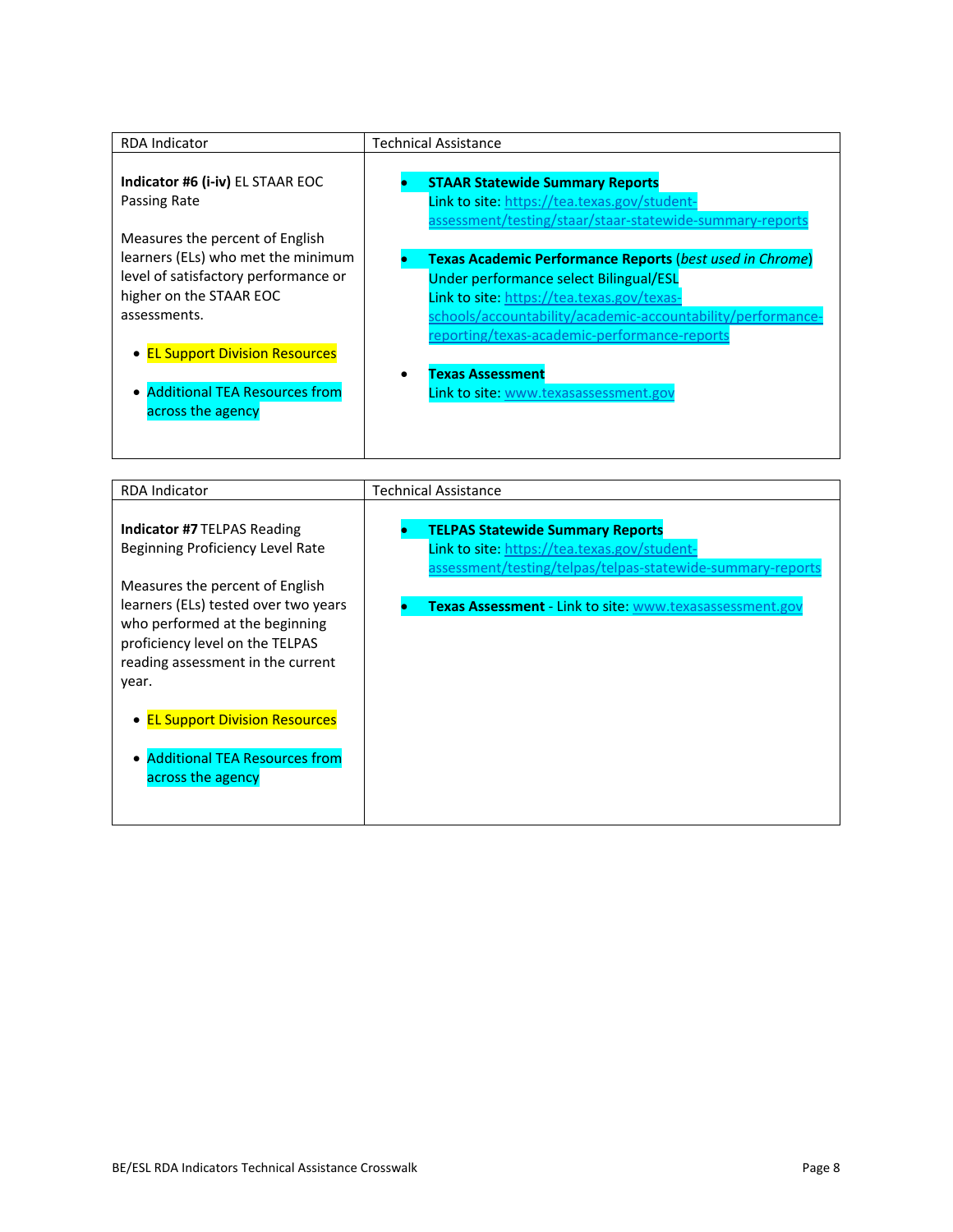| RDA Indicator | Technical Assistance |
| --- | --- |
| **Indicator #6 (i-iv)** EL STAAR EOC Passing Rate<br><br>Measures the percent of English learners (ELs) who met the minimum level of satisfactory performance or higher on the STAAR EOC assessments.<br><br>• EL Support Division Resources<br><br>• Additional TEA Resources from across the agency | • **STAAR Statewide Summary Reports**<br>Link to site: https://tea.texas.gov/student-assessment/testing/staar/staar-statewide-summary-reports<br><br>• **Texas Academic Performance Reports** (*best used in Chrome*)<br>Under performance select Bilingual/ESL<br>Link to site: https://tea.texas.gov/texas-schools/accountability/academic-accountability/performance-reporting/texas-academic-performance-reports<br><br>• **Texas Assessment**<br>Link to site: www.texasassessment.gov |

| RDA Indicator | Technical Assistance |
| --- | --- |
| **Indicator #7** TELPAS Reading Beginning Proficiency Level Rate<br><br>Measures the percent of English learners (ELs) tested over two years who performed at the beginning proficiency level on the TELPAS reading assessment in the current year.<br><br>• EL Support Division Resources<br><br>• Additional TEA Resources from across the agency | • **TELPAS Statewide Summary Reports**<br>Link to site: https://tea.texas.gov/student-assessment/testing/telpas/telpas-statewide-summary-reports<br><br>• **Texas Assessment** - Link to site: www.texasassessment.gov |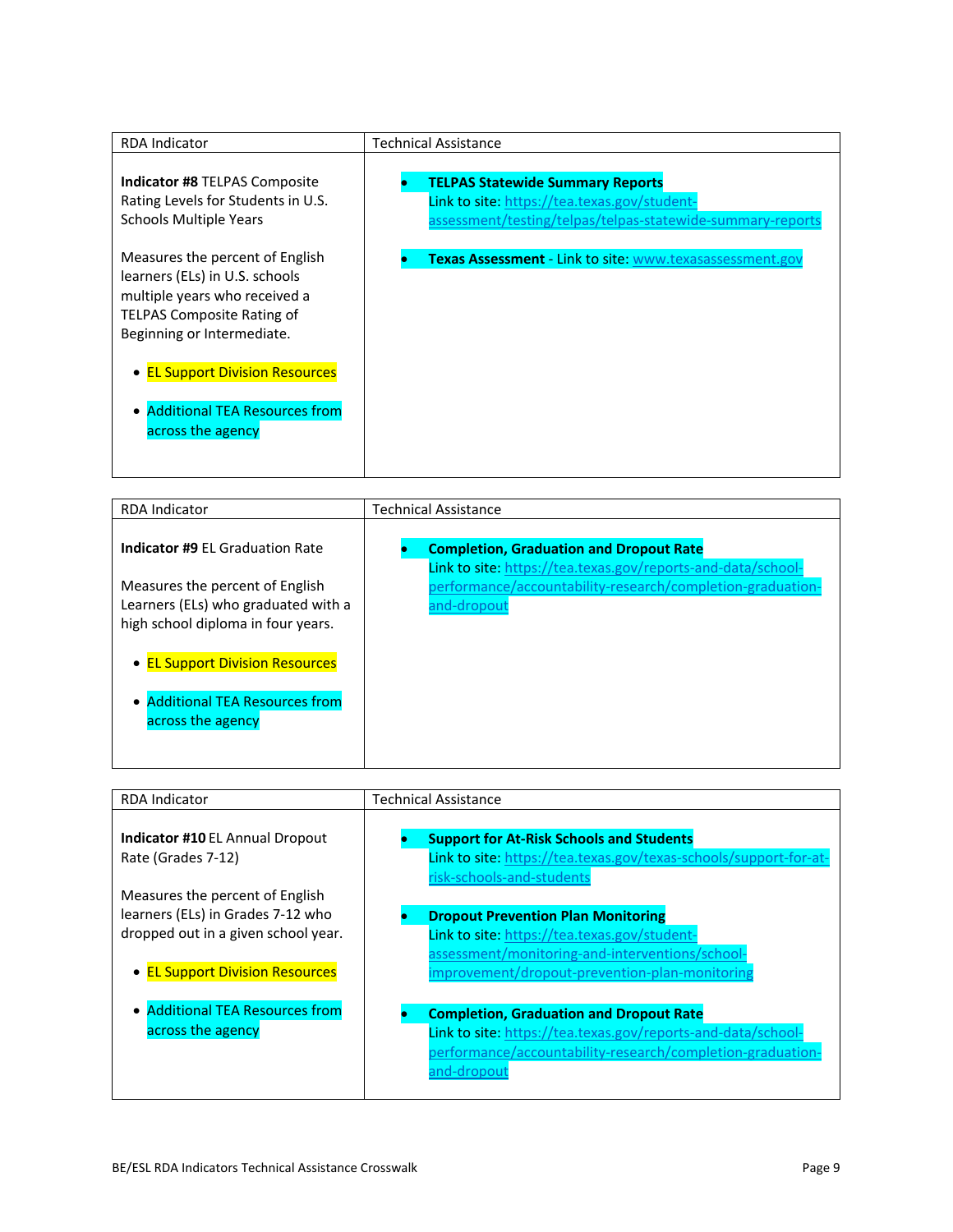| RDA Indicator | Technical Assistance |
|---|---|
| **Indicator #8** TELPAS Composite Rating Levels for Students in U.S. Schools Multiple Years<br><br>Measures the percent of English learners (ELs) in U.S. schools multiple years who received a TELPAS Composite Rating of Beginning or Intermediate.<br><br>• EL Support Division Resources<br><br>• Additional TEA Resources from across the agency | • **TELPAS Statewide Summary Reports** Link to site: https://tea.texas.gov/student-assessment/testing/telpas/telpas-statewide-summary-reports<br><br>• **Texas Assessment** - Link to site: www.texasassessment.gov |

| RDA Indicator | Technical Assistance |
|---|---|
| **Indicator #9** EL Graduation Rate<br><br>Measures the percent of English Learners (ELs) who graduated with a high school diploma in four years.<br><br>• EL Support Division Resources<br><br>• Additional TEA Resources from across the agency | • **Completion, Graduation and Dropout Rate** Link to site: https://tea.texas.gov/reports-and-data/school-performance/accountability-research/completion-graduation-and-dropout |

| RDA Indicator | Technical Assistance |
|---|---|
| **Indicator #10** EL Annual Dropout Rate (Grades 7-12)<br><br>Measures the percent of English learners (ELs) in Grades 7-12 who dropped out in a given school year.<br><br>• EL Support Division Resources<br><br>• Additional TEA Resources from across the agency | • **Support for At-Risk Schools and Students** Link to site: https://tea.texas.gov/texas-schools/support-for-at-risk-schools-and-students<br><br>• **Dropout Prevention Plan Monitoring** Link to site: https://tea.texas.gov/student-assessment/monitoring-and-interventions/school-improvement/dropout-prevention-plan-monitoring<br><br>• **Completion, Graduation and Dropout Rate** Link to site: https://tea.texas.gov/reports-and-data/school-performance/accountability-research/completion-graduation-and-dropout |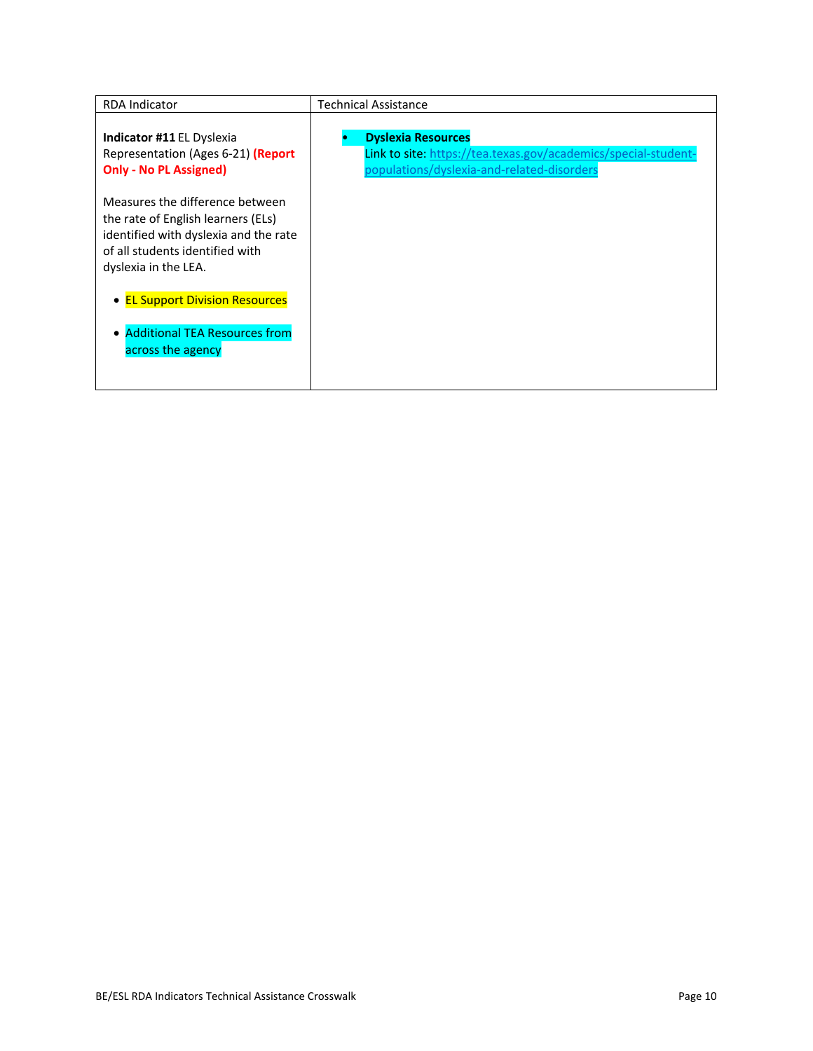| RDA Indicator | Technical Assistance |
| --- | --- |
| **Indicator #11** EL Dyslexia Representation (Ages 6-21) **(Report Only - No PL Assigned)**<br><br>Measures the difference between the rate of English learners (ELs) identified with dyslexia and the rate of all students identified with dyslexia in the LEA.<br><br>• EL Support Division Resources<br><br>• Additional TEA Resources from across the agency | • **Dyslexia Resources**<br>Link to site: https://tea.texas.gov/academics/special-student-populations/dyslexia-and-related-disorders |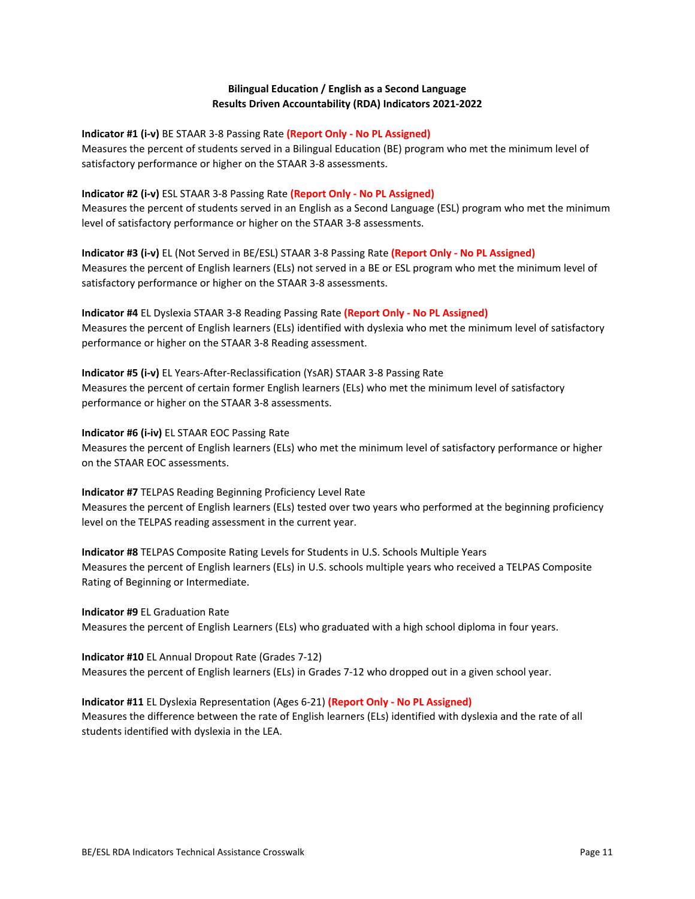**Bilingual Education / English as a Second Language**
**Results Driven Accountability (RDA) Indicators 2021-2022**

**Indicator #1 (i-v)** BE STAAR 3-8 Passing Rate **(Report Only - No PL Assigned)**
Measures the percent of students served in a Bilingual Education (BE) program who met the minimum level of satisfactory performance or higher on the STAAR 3-8 assessments.

**Indicator #2 (i-v)** ESL STAAR 3-8 Passing Rate **(Report Only - No PL Assigned)**
Measures the percent of students served in an English as a Second Language (ESL) program who met the minimum level of satisfactory performance or higher on the STAAR 3-8 assessments.

**Indicator #3 (i-v)** EL (Not Served in BE/ESL) STAAR 3-8 Passing Rate **(Report Only - No PL Assigned)**
Measures the percent of English learners (ELs) not served in a BE or ESL program who met the minimum level of satisfactory performance or higher on the STAAR 3-8 assessments.

**Indicator #4** EL Dyslexia STAAR 3-8 Reading Passing Rate **(Report Only - No PL Assigned)**
Measures the percent of English learners (ELs) identified with dyslexia who met the minimum level of satisfactory performance or higher on the STAAR 3-8 Reading assessment.

**Indicator #5 (i-v)** EL Years-After-Reclassification (YsAR) STAAR 3-8 Passing Rate
Measures the percent of certain former English learners (ELs) who met the minimum level of satisfactory performance or higher on the STAAR 3-8 assessments.

**Indicator #6 (i-iv)** EL STAAR EOC Passing Rate
Measures the percent of English learners (ELs) who met the minimum level of satisfactory performance or higher on the STAAR EOC assessments.

**Indicator #7** TELPAS Reading Beginning Proficiency Level Rate
Measures the percent of English learners (ELs) tested over two years who performed at the beginning proficiency level on the TELPAS reading assessment in the current year.

**Indicator #8** TELPAS Composite Rating Levels for Students in U.S. Schools Multiple Years
Measures the percent of English learners (ELs) in U.S. schools multiple years who received a TELPAS Composite Rating of Beginning or Intermediate.

**Indicator #9** EL Graduation Rate
Measures the percent of English Learners (ELs) who graduated with a high school diploma in four years.

**Indicator #10** EL Annual Dropout Rate (Grades 7-12)
Measures the percent of English learners (ELs) in Grades 7-12 who dropped out in a given school year.

**Indicator #11** EL Dyslexia Representation (Ages 6-21) **(Report Only - No PL Assigned)**
Measures the difference between the rate of English learners (ELs) identified with dyslexia and the rate of all students identified with dyslexia in the LEA.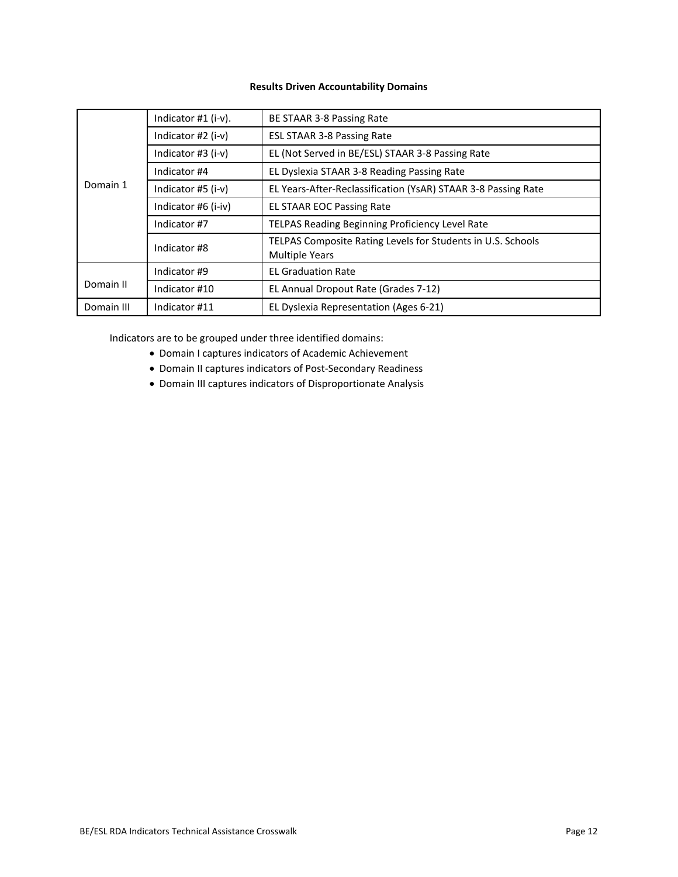**Results Driven Accountability Domains**

| | | |
|---|---|---|
| Domain 1 | Indicator #1 (i-v). | BE STAAR 3-8 Passing Rate |
| | Indicator #2 (i-v) | ESL STAAR 3-8 Passing Rate |
| | Indicator #3 (i-v) | EL (Not Served in BE/ESL) STAAR 3-8 Passing Rate |
| | Indicator #4 | EL Dyslexia STAAR 3-8 Reading Passing Rate |
| | Indicator #5 (i-v) | EL Years-After-Reclassification (YsAR) STAAR 3-8 Passing Rate |
| | Indicator #6 (i-iv) | EL STAAR EOC Passing Rate |
| | Indicator #7 | TELPAS Reading Beginning Proficiency Level Rate |
| | Indicator #8 | TELPAS Composite Rating Levels for Students in U.S. Schools Multiple Years |
| Domain II | Indicator #9 | EL Graduation Rate |
| | Indicator #10 | EL Annual Dropout Rate (Grades 7-12) |
| Domain III | Indicator #11 | EL Dyslexia Representation (Ages 6-21) |

Indicators are to be grouped under three identified domains:

- Domain I captures indicators of Academic Achievement
- Domain II captures indicators of Post-Secondary Readiness
- Domain III captures indicators of Disproportionate Analysis